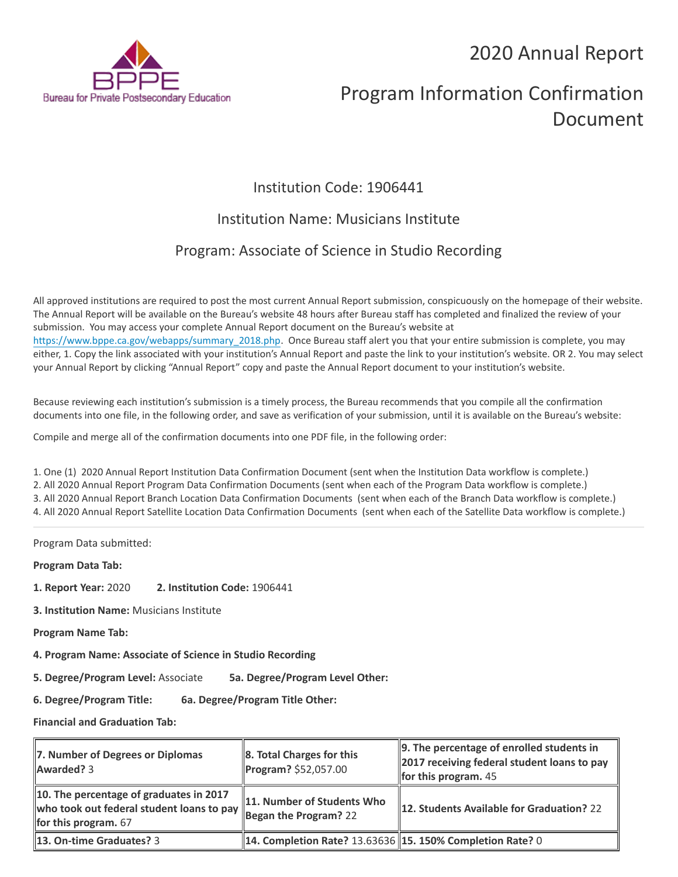BPPE
Bureau for Private Postsecondary Education

# 2020 Annual Report

# Program Information Confirmation Document

## Institution Code: 1906441

## Institution Name: Musicians Institute

## Program: Associate of Science in Studio Recording

All approved institutions are required to post the most current Annual Report submission, conspicuously on the homepage of their website. The Annual Report will be available on the Bureau's website 48 hours after Bureau staff has completed and finalized the review of your submission. You may access your complete Annual Report document on the Bureau's website at https://www.bppe.ca.gov/webapps/summary_2018.php. Once Bureau staff alert you that your entire submission is complete, you may either, 1. Copy the link associated with your institution's Annual Report and paste the link to your institution's website. OR 2. You may select your Annual Report by clicking "Annual Report" copy and paste the Annual Report document to your institution's website.

Because reviewing each institution's submission is a timely process, the Bureau recommends that you compile all the confirmation documents into one file, in the following order, and save as verification of your submission, until it is available on the Bureau's website:

Compile and merge all of the confirmation documents into one PDF file, in the following order:

1. One (1) 2020 Annual Report Institution Data Confirmation Document (sent when the Institution Data workflow is complete.)
2. All 2020 Annual Report Program Data Confirmation Documents (sent when each of the Program Data workflow is complete.)
3. All 2020 Annual Report Branch Location Data Confirmation Documents (sent when each of the Branch Data workflow is complete.)
4. All 2020 Annual Report Satellite Location Data Confirmation Documents (sent when each of the Satellite Data workflow is complete.)

---

Program Data submitted:

**Program Data Tab:**

**1. Report Year:** 2020 **2. Institution Code:** 1906441

**3. Institution Name:** Musicians Institute

**Program Name Tab:**

**4. Program Name: Associate of Science in Studio Recording**

**5. Degree/Program Level:** Associate **5a. Degree/Program Level Other:**

**6. Degree/Program Title:** **6a. Degree/Program Title Other:**

**Financial and Graduation Tab:**

| | | |
|---|---|---|
| **7. Number of Degrees or Diplomas Awarded?** 3 | **8. Total Charges for this Program?** $52,057.00 | **9. The percentage of enrolled students in 2017 receiving federal student loans to pay for this program.** 45 |
| **10. The percentage of graduates in 2017 who took out federal student loans to pay for this program.** 67 | **11. Number of Students Who Began the Program?** 22 | **12. Students Available for Graduation?** 22 |
| **13. On-time Graduates?** 3 | **14. Completion Rate?** 13.63636 | **15. 150% Completion Rate?** 0 |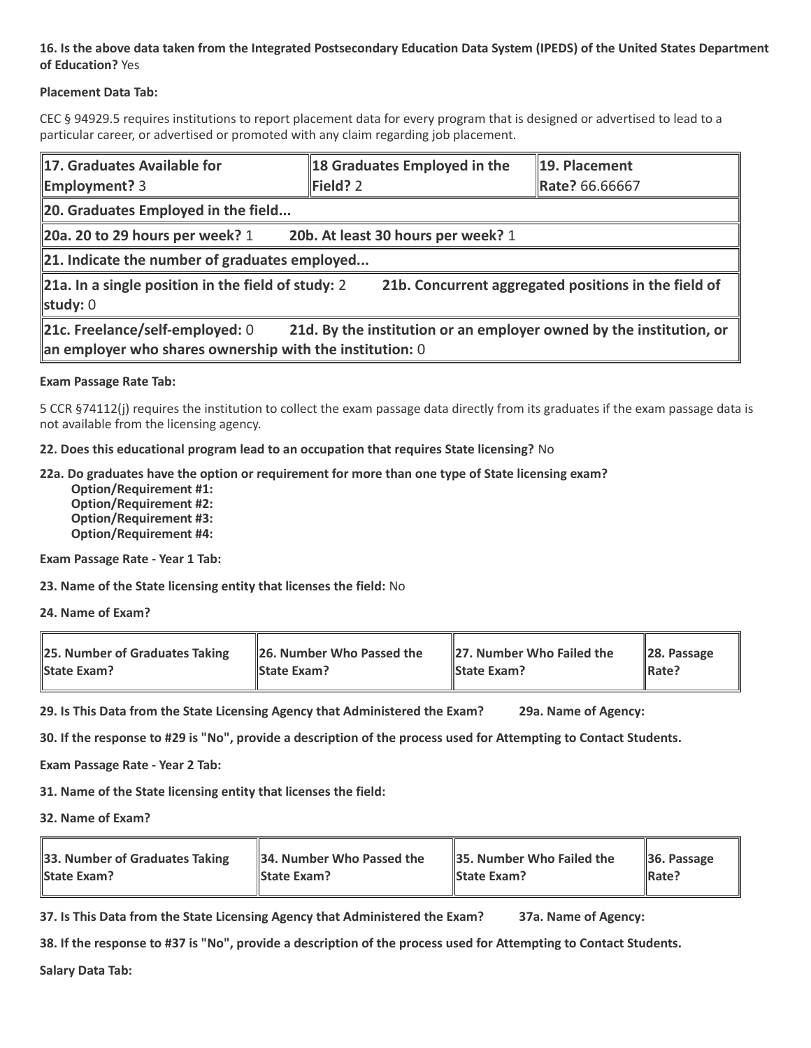**16. Is the above data taken from the Integrated Postsecondary Education Data System (IPEDS) of the United States Department of Education?** Yes

**Placement Data Tab:**

CEC § 94929.5 requires institutions to report placement data for every program that is designed or advertised to lead to a particular career, or advertised or promoted with any claim regarding job placement.

| **17. Graduates Available for Employment?** 3 | **18 Graduates Employed in the Field?** 2 | **19. Placement Rate?** 66.66667 |
|---|---|---|
| **20. Graduates Employed in the field...** | | |
| **20a. 20 to 29 hours per week?** 1 | **20b. At least 30 hours per week?** 1 | |
| **21. Indicate the number of graduates employed...** | | |
| **21a. In a single position in the field of study:** 2 | **21b. Concurrent aggregated positions in the field of study:** 0 | |
| **21c. Freelance/self-employed:** 0 | **21d. By the institution or an employer owned by the institution, or an employer who shares ownership with the institution:** 0 | |

**Exam Passage Rate Tab:**

5 CCR §74112(j) requires the institution to collect the exam passage data directly from its graduates if the exam passage data is not available from the licensing agency.

**22. Does this educational program lead to an occupation that requires State licensing?** No

**22a. Do graduates have the option or requirement for more than one type of State licensing exam?**
- **Option/Requirement #1:**
- **Option/Requirement #2:**
- **Option/Requirement #3:**
- **Option/Requirement #4:**

**Exam Passage Rate - Year 1 Tab:**

**23. Name of the State licensing entity that licenses the field:** No

**24. Name of Exam?**

| **25. Number of Graduates Taking State Exam?** | **26. Number Who Passed the State Exam?** | **27. Number Who Failed the State Exam?** | **28. Passage Rate?** |
|---|---|---|---|

**29. Is This Data from the State Licensing Agency that Administered the Exam?** **29a. Name of Agency:**

**30. If the response to #29 is "No", provide a description of the process used for Attempting to Contact Students.**

**Exam Passage Rate - Year 2 Tab:**

**31. Name of the State licensing entity that licenses the field:**

**32. Name of Exam?**

| **33. Number of Graduates Taking State Exam?** | **34. Number Who Passed the State Exam?** | **35. Number Who Failed the State Exam?** | **36. Passage Rate?** |
|---|---|---|---|

**37. Is This Data from the State Licensing Agency that Administered the Exam?** **37a. Name of Agency:**

**38. If the response to #37 is "No", provide a description of the process used for Attempting to Contact Students.**

**Salary Data Tab:**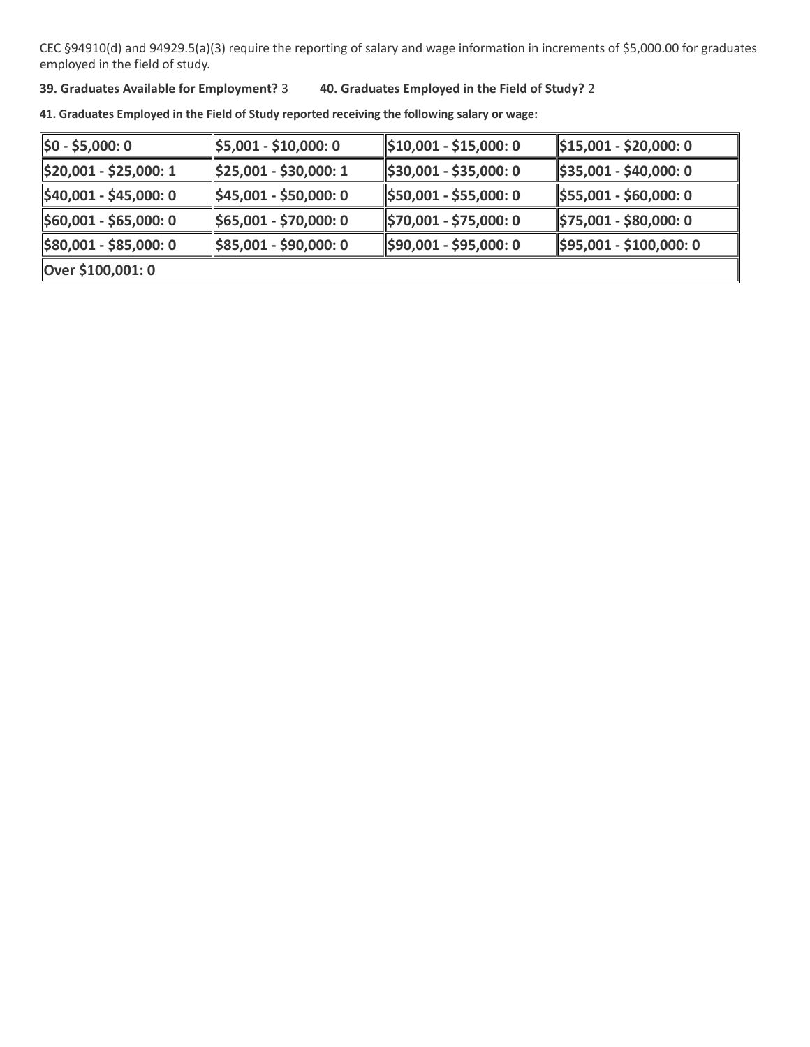CEC §94910(d) and 94929.5(a)(3) require the reporting of salary and wage information in increments of $5,000.00 for graduates employed in the field of study.

**39. Graduates Available for Employment?** 3 **40. Graduates Employed in the Field of Study?** 2

**41. Graduates Employed in the Field of Study reported receiving the following salary or wage:**

| | | | |
|---|---|---|---|
| **$0 - $5,000: 0** | **$5,001 - $10,000: 0** | **$10,001 - $15,000: 0** | **$15,001 - $20,000: 0** |
| **$20,001 - $25,000: 1** | **$25,001 - $30,000: 1** | **$30,001 - $35,000: 0** | **$35,001 - $40,000: 0** |
| **$40,001 - $45,000: 0** | **$45,001 - $50,000: 0** | **$50,001 - $55,000: 0** | **$55,001 - $60,000: 0** |
| **$60,001 - $65,000: 0** | **$65,001 - $70,000: 0** | **$70,001 - $75,000: 0** | **$75,001 - $80,000: 0** |
| **$80,001 - $85,000: 0** | **$85,001 - $90,000: 0** | **$90,001 - $95,000: 0** | **$95,001 - $100,000: 0** |
| **Over $100,001: 0** | | | |